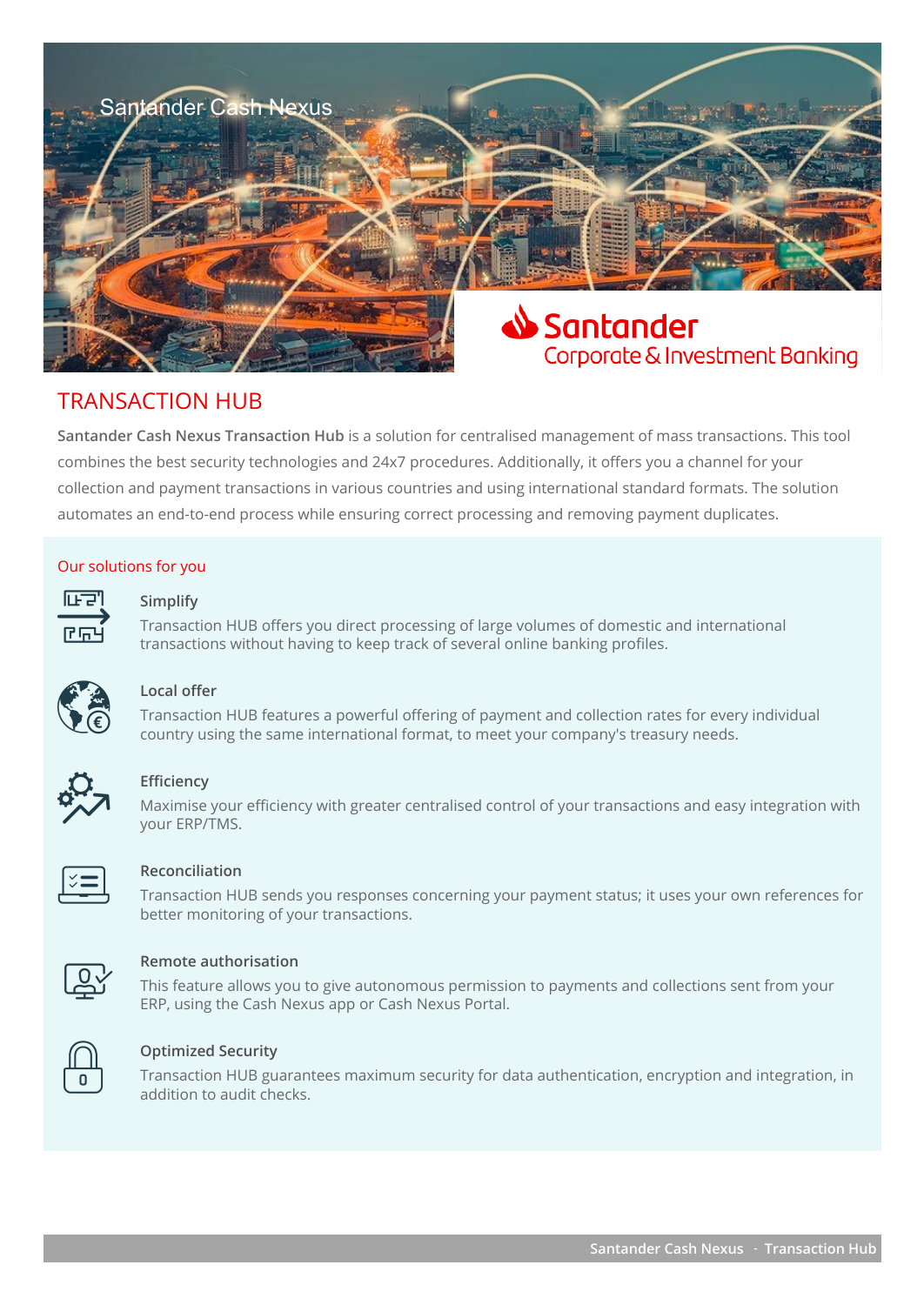Santander Cash Nexus

Santander Corporate & Investment Banking

# TRANSACTION HUB

**Santander Cash Nexus Transaction Hub** is a solution for centralised management of mass transactions. This tool combines the best security technologies and 24x7 procedures. Additionally, it offers you a channel for your collection and payment transactions in various countries and using international standard formats. The solution automates an end-to-end process while ensuring correct processing and removing payment duplicates.

## Our solutions for you

### Simplify

Transaction HUB offers you direct processing of large volumes of domestic and international transactions without having to keep track of several online banking profiles.

### Local offer

Transaction HUB features a powerful offering of payment and collection rates for every individual country using the same international format, to meet your company's treasury needs.

### Efficiency

Maximise your efficiency with greater centralised control of your transactions and easy integration with your ERP/TMS.

### Reconciliation

Transaction HUB sends you responses concerning your payment status; it uses your own references for better monitoring of your transactions.

### Remote authorisation

This feature allows you to give autonomous permission to payments and collections sent from your ERP, using the Cash Nexus app or Cash Nexus Portal.

### Optimized Security

Transaction HUB guarantees maximum security for data authentication, encryption and integration, in addition to audit checks.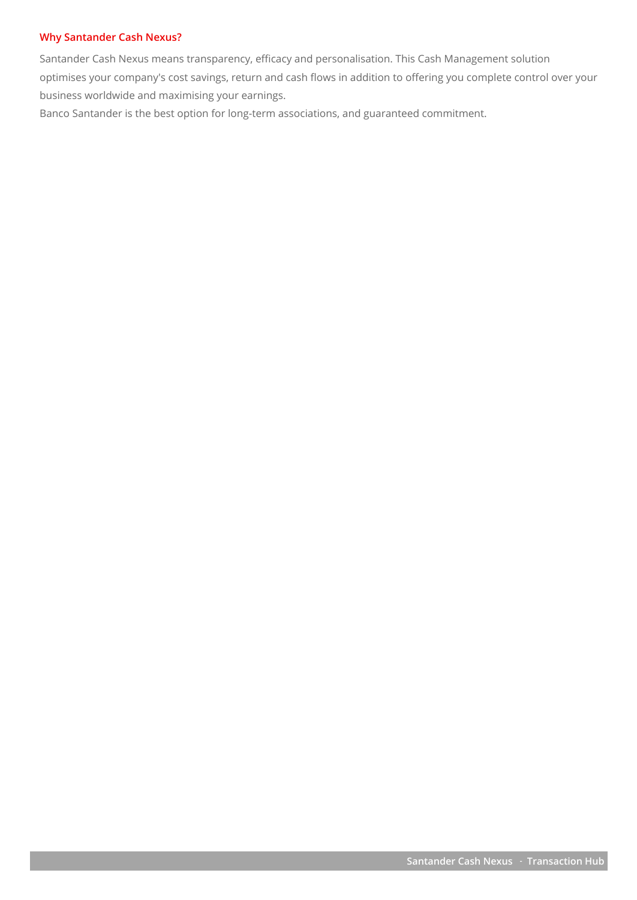### Why Santander Cash Nexus?

Santander Cash Nexus means transparency, efficacy and personalisation. This Cash Management solution optimises your company's cost savings, return and cash flows in addition to offering you complete control over your business worldwide and maximising your earnings.

Banco Santander is the best option for long-term associations, and guaranteed commitment.